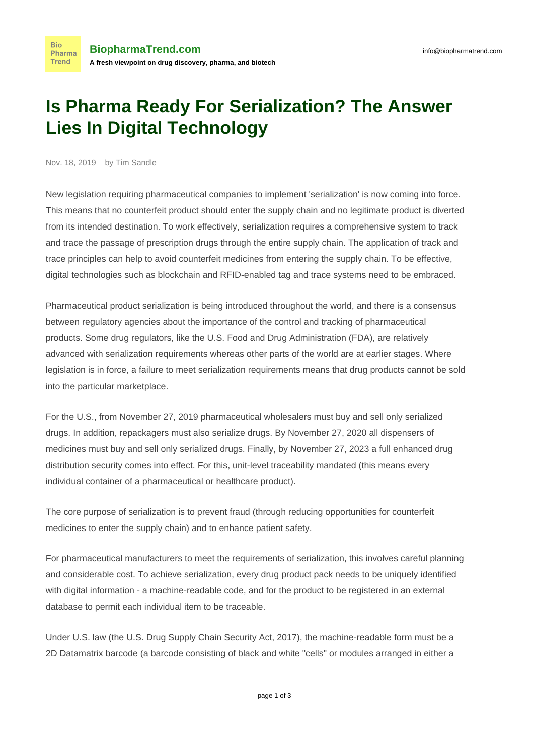# Is Pharma Ready For Serialization? The Answer Lies In Digital Technology

Nov. 18, 2019 by Tim Sandle

New legislation requiring pharmaceutical companies to implement 'serialization' is now coming into force. This means that no counterfeit product should enter the supply chain and no legitimate product is diverted from its intended destination. To work effectively, serialization requires a comprehensive system to track and trace the passage of prescription drugs through the entire supply chain. The application of track and trace principles can help to avoid counterfeit medicines from entering the supply chain. To be effective, digital technologies such as blockchain and RFID-enabled tag and trace systems need to be embraced.

Pharmaceutical product serialization is being introduced throughout the world, and there is a consensus between regulatory agencies about the importance of the control and tracking of pharmaceutical products. Some drug regulators, like the U.S. Food and Drug Administration (FDA), are relatively advanced with serialization requirements whereas other parts of the world are at earlier stages. Where legislation is in force, a failure to meet serialization requirements means that drug products cannot be sold into the particular marketplace.

For the U.S., from November 27, 2019 pharmaceutical wholesalers must buy and sell only serialized drugs. In addition, repackagers must also serialize drugs. By November 27, 2020 all dispensers of medicines must buy and sell only serialized drugs. Finally, by November 27, 2023 a full enhanced drug distribution security comes into effect. For this, unit-level traceability mandated (this means every individual container of a pharmaceutical or healthcare product).

The core purpose of serialization is to prevent fraud (through reducing opportunities for counterfeit medicines to enter the supply chain) and to enhance patient safety.

For pharmaceutical manufacturers to meet the requirements of serialization, this involves careful planning and considerable cost. To achieve serialization, every drug product pack needs to be uniquely identified with digital information - a machine-readable code, and for the product to be registered in an external database to permit each individual item to be traceable.

Under U.S. law (the U.S. Drug Supply Chain Security Act, 2017), the machine-readable form must be a 2D Datamatrix barcode (a barcode consisting of black and white "cells" or modules arranged in either a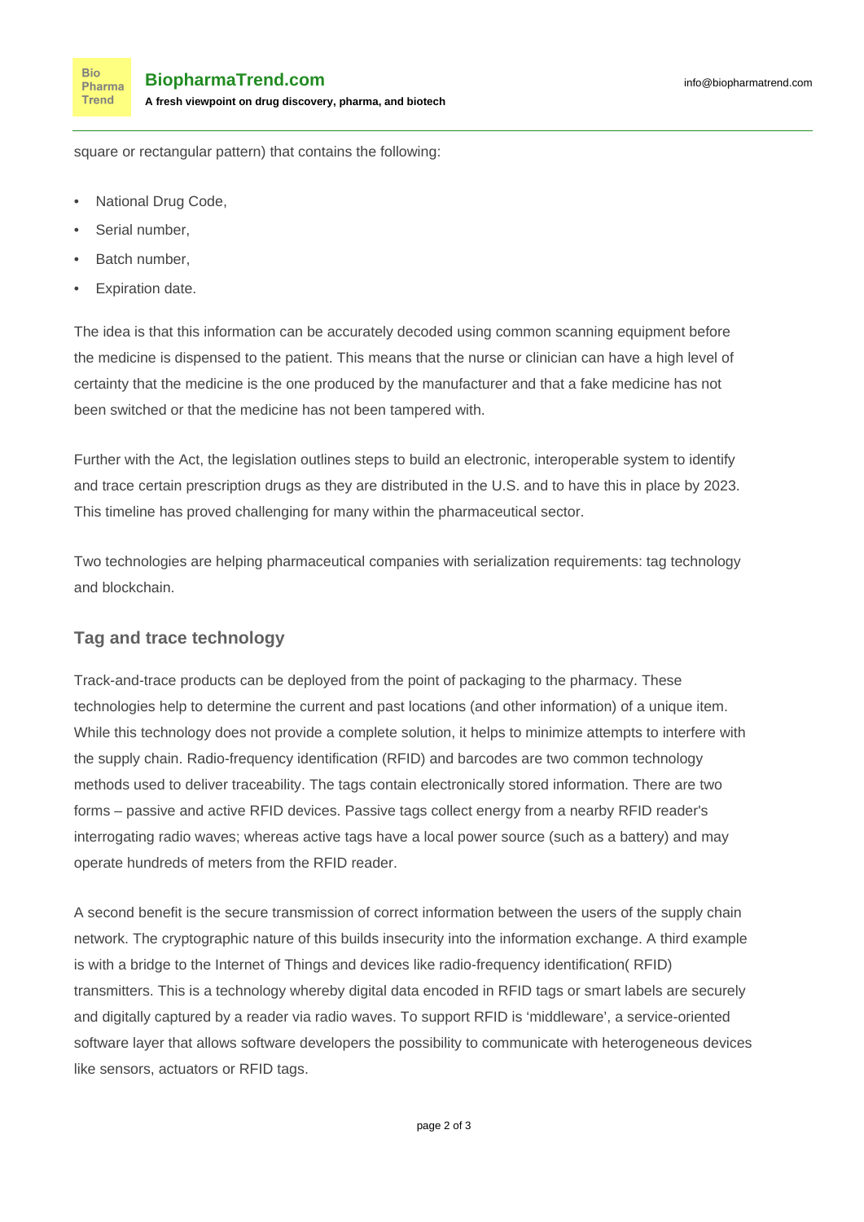square or rectangular pattern) that contains the following:

- National Drug Code,
- Serial number,
- Batch number,
- Expiration date.

The idea is that this information can be accurately decoded using common scanning equipment before the medicine is dispensed to the patient. This means that the nurse or clinician can have a high level of certainty that the medicine is the one produced by the manufacturer and that a fake medicine has not been switched or that the medicine has not been tampered with.

Further with the Act, the legislation outlines steps to build an electronic, interoperable system to identify and trace certain prescription drugs as they are distributed in the U.S. and to have this in place by 2023. This timeline has proved challenging for many within the pharmaceutical sector.

Two technologies are helping pharmaceutical companies with serialization requirements: tag technology and blockchain.

### Tag and trace technology

Track-and-trace products can be deployed from the point of packaging to the pharmacy. These technologies help to determine the current and past locations (and other information) of a unique item. While this technology does not provide a complete solution, it helps to minimize attempts to interfere with the supply chain. Radio-frequency identification (RFID) and barcodes are two common technology methods used to deliver traceability. The tags contain electronically stored information. There are two forms – passive and active RFID devices. Passive tags collect energy from a nearby RFID reader's interrogating radio waves; whereas active tags have a local power source (such as a battery) and may operate hundreds of meters from the RFID reader.

A second benefit is the secure transmission of correct information between the users of the supply chain network. The cryptographic nature of this builds insecurity into the information exchange. A third example is with a bridge to the Internet of Things and devices like radio-frequency identification( RFID) transmitters. This is a technology whereby digital data encoded in RFID tags or smart labels are securely and digitally captured by a reader via radio waves. To support RFID is 'middleware', a service-oriented software layer that allows software developers the possibility to communicate with heterogeneous devices like sensors, actuators or RFID tags.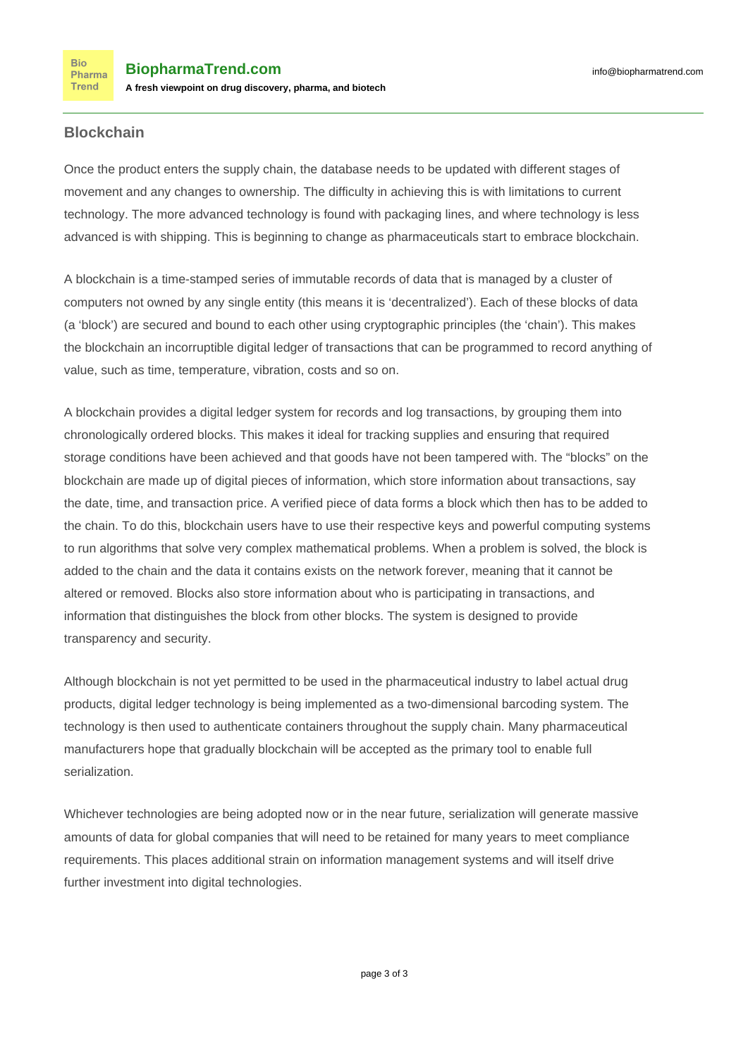## Blockchain

Once the product enters the supply chain, the database needs to be updated with different stages of movement and any changes to ownership. The difficulty in achieving this is with limitations to current technology. The more advanced technology is found with packaging lines, and where technology is less advanced is with shipping. This is beginning to change as pharmaceuticals start to embrace blockchain.

A blockchain is a time-stamped series of immutable records of data that is managed by a cluster of computers not owned by any single entity (this means it is 'decentralized'). Each of these blocks of data (a 'block') are secured and bound to each other using cryptographic principles (the 'chain'). This makes the blockchain an incorruptible digital ledger of transactions that can be programmed to record anything of value, such as time, temperature, vibration, costs and so on.

A blockchain provides a digital ledger system for records and log transactions, by grouping them into chronologically ordered blocks. This makes it ideal for tracking supplies and ensuring that required storage conditions have been achieved and that goods have not been tampered with. The "blocks" on the blockchain are made up of digital pieces of information, which store information about transactions, say the date, time, and transaction price. A verified piece of data forms a block which then has to be added to the chain. To do this, blockchain users have to use their respective keys and powerful computing systems to run algorithms that solve very complex mathematical problems. When a problem is solved, the block is added to the chain and the data it contains exists on the network forever, meaning that it cannot be altered or removed. Blocks also store information about who is participating in transactions, and information that distinguishes the block from other blocks. The system is designed to provide transparency and security.

Although blockchain is not yet permitted to be used in the pharmaceutical industry to label actual drug products, digital ledger technology is being implemented as a two-dimensional barcoding system. The technology is then used to authenticate containers throughout the supply chain. Many pharmaceutical manufacturers hope that gradually blockchain will be accepted as the primary tool to enable full serialization.

Whichever technologies are being adopted now or in the near future, serialization will generate massive amounts of data for global companies that will need to be retained for many years to meet compliance requirements. This places additional strain on information management systems and will itself drive further investment into digital technologies.